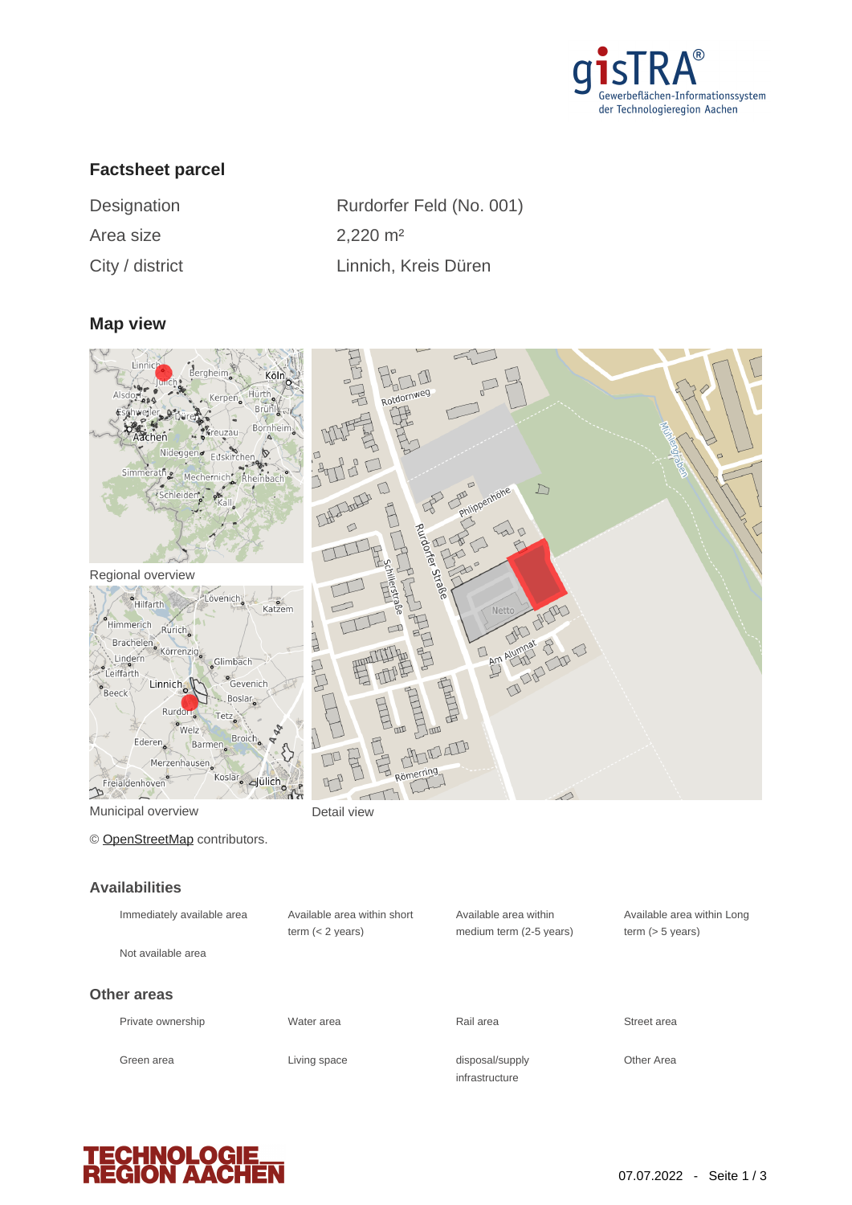## Factsheet parcel

| | |
|---|---|
| Designation | Rurdorfer Feld (No. 001) |
| Area size | 2,220 m² |
| City / district | Linnich, Kreis Düren |

## Map view

Regional overview

Municipal overview

Detail view

© OpenStreetMap contributors.

## Availabilities

| | | | |
|---|---|---|---|
| Immediately available area | Available area within short term (< 2 years) | Available area within medium term (2-5 years) | Available area within Long term (> 5 years) |
| Not available area | | | |

## Other areas

| | | | |
|---|---|---|---|
| Private ownership | Water area | Rail area | Street area |
| Green area | Living space | disposal/supply infrastructure | Other Area |

07.07.2022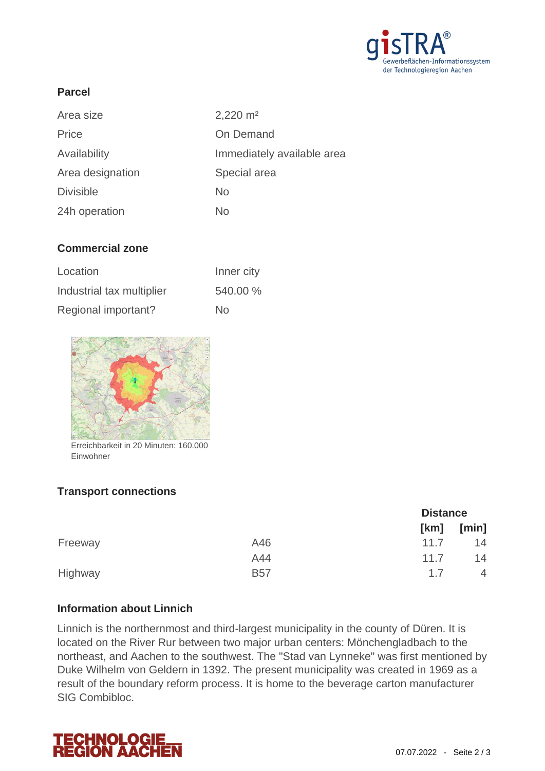## Parcel

| | |
|---|---|
| Area size | 2,220 m² |
| Price | On Demand |
| Availability | Immediately available area |
| Area designation | Special area |
| Divisible | No |
| 24h operation | No |

## Commercial zone

| | |
|---|---|
| Location | Inner city |
| Industrial tax multiplier | 540.00 % |
| Regional important? | No |

Erreichbarkeit in 20 Minuten: 160.000 Einwohner

## Transport connections

| | | Distance | |
|---|---|---|---|
| | | [km] | [min] |
| Freeway | A46 | 11.7 | 14 |
| | A44 | 11.7 | 14 |
| Highway | B57 | 1.7 | 4 |

## Information about Linnich

Linnich is the northernmost and third-largest municipality in the county of Düren. It is located on the River Rur between two major urban centers: Mönchengladbach to the northeast, and Aachen to the southwest. The "Stad van Lynneke" was first mentioned by Duke Wilhelm von Geldern in 1392. The present municipality was created in 1969 as a result of the boundary reform process. It is home to the beverage carton manufacturer SIG Combibloc.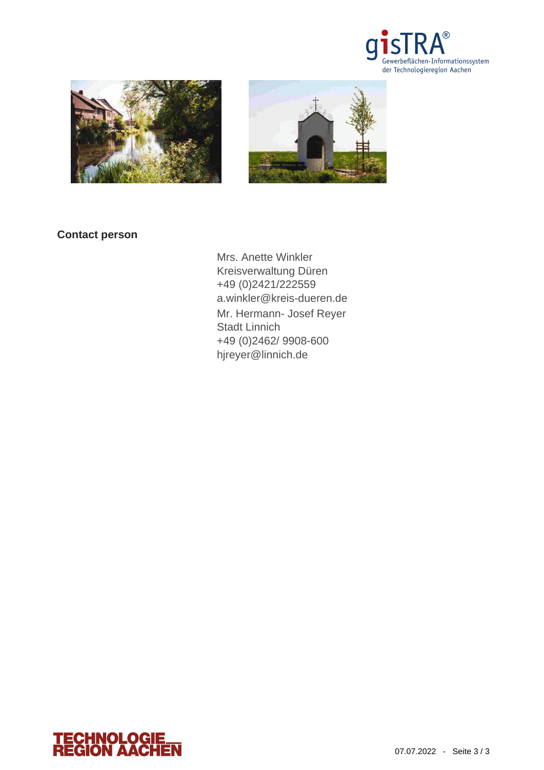## Contact person

Mrs. Anette Winkler
Kreisverwaltung Düren
+49 (0)2421/222559
a.winkler@kreis-dueren.de

Mr. Hermann- Josef Reyer
Stadt Linnich
+49 (0)2462/ 9908-600
hjreyer@linnich.de